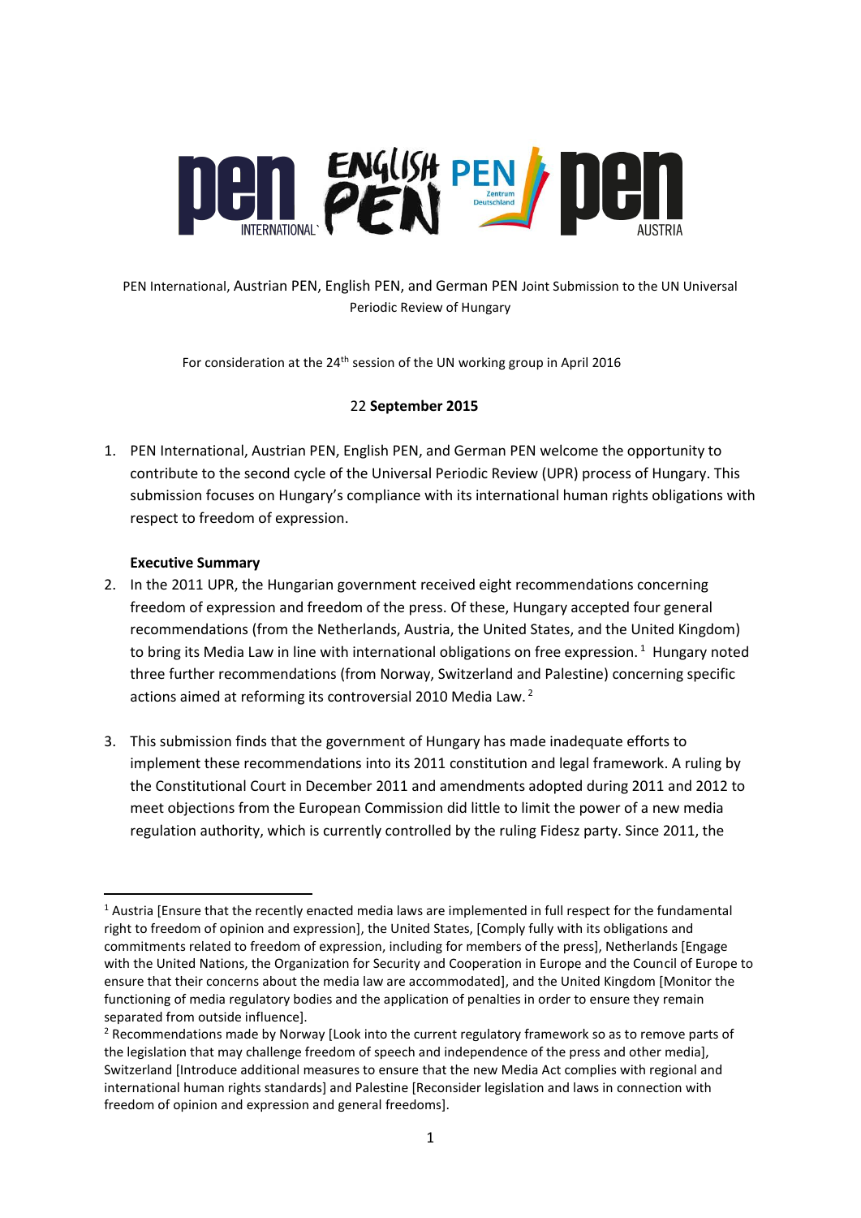PEN International, Austrian PEN, English PEN, and German PEN Joint Submission to the UN Universal Periodic Review of Hungary

For consideration at the 24th session of the UN working group in April 2016

22 **September 2015**

1. PEN International, Austrian PEN, English PEN, and German PEN welcome the opportunity to contribute to the second cycle of the Universal Periodic Review (UPR) process of Hungary. This submission focuses on Hungary's compliance with its international human rights obligations with respect to freedom of expression.

**Executive Summary**

2. In the 2011 UPR, the Hungarian government received eight recommendations concerning freedom of expression and freedom of the press. Of these, Hungary accepted four general recommendations (from the Netherlands, Austria, the United States, and the United Kingdom) to bring its Media Law in line with international obligations on free expression.[1] Hungary noted three further recommendations (from Norway, Switzerland and Palestine) concerning specific actions aimed at reforming its controversial 2010 Media Law.[2]

3. This submission finds that the government of Hungary has made inadequate efforts to implement these recommendations into its 2011 constitution and legal framework. A ruling by the Constitutional Court in December 2011 and amendments adopted during 2011 and 2012 to meet objections from the European Commission did little to limit the power of a new media regulation authority, which is currently controlled by the ruling Fidesz party. Since 2011, the

---

[1] Austria [Ensure that the recently enacted media laws are implemented in full respect for the fundamental right to freedom of opinion and expression], the United States, [Comply fully with its obligations and commitments related to freedom of expression, including for members of the press], Netherlands [Engage with the United Nations, the Organization for Security and Cooperation in Europe and the Council of Europe to ensure that their concerns about the media law are accommodated], and the United Kingdom [Monitor the functioning of media regulatory bodies and the application of penalties in order to ensure they remain separated from outside influence].

[2] Recommendations made by Norway [Look into the current regulatory framework so as to remove parts of the legislation that may challenge freedom of speech and independence of the press and other media], Switzerland [Introduce additional measures to ensure that the new Media Act complies with regional and international human rights standards] and Palestine [Reconsider legislation and laws in connection with freedom of opinion and expression and general freedoms].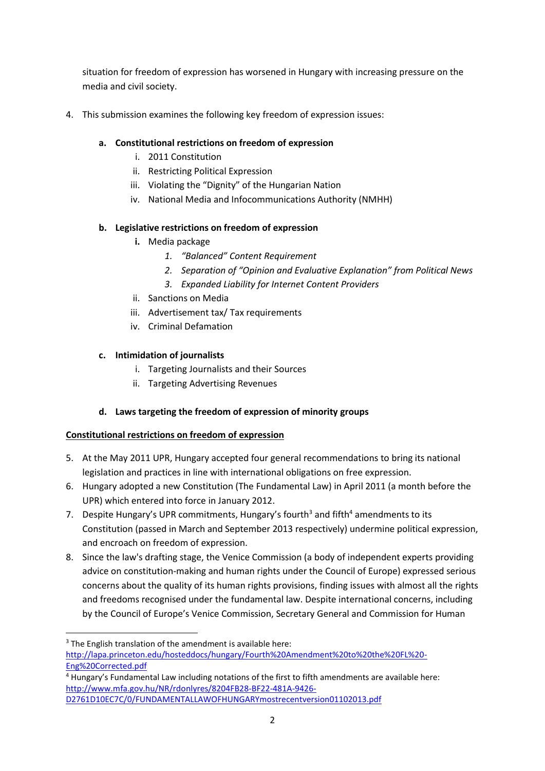situation for freedom of expression has worsened in Hungary with increasing pressure on the media and civil society.

4. This submission examines the following key freedom of expression issues:

   a. **Constitutional restrictions on freedom of expression**
      i. 2011 Constitution
      ii. Restricting Political Expression
      iii. Violating the "Dignity" of the Hungarian Nation
      iv. National Media and Infocommunications Authority (NMHH)

   b. **Legislative restrictions on freedom of expression**
      i. Media package
         1. *"Balanced" Content Requirement*
         2. *Separation of "Opinion and Evaluative Explanation" from Political News*
         3. *Expanded Liability for Internet Content Providers*
      ii. Sanctions on Media
      iii. Advertisement tax/ Tax requirements
      iv. Criminal Defamation

   c. **Intimidation of journalists**
      i. Targeting Journalists and their Sources
      ii. Targeting Advertising Revenues

   d. **Laws targeting the freedom of expression of minority groups**

**Constitutional restrictions on freedom of expression**

5. At the May 2011 UPR, Hungary accepted four general recommendations to bring its national legislation and practices in line with international obligations on free expression.
6. Hungary adopted a new Constitution (The Fundamental Law) in April 2011 (a month before the UPR) which entered into force in January 2012.
7. Despite Hungary's UPR commitments, Hungary's fourth[3] and fifth[4] amendments to its Constitution (passed in March and September 2013 respectively) undermine political expression, and encroach on freedom of expression.
8. Since the law's drafting stage, the Venice Commission (a body of independent experts providing advice on constitution-making and human rights under the Council of Europe) expressed serious concerns about the quality of its human rights provisions, finding issues with almost all the rights and freedoms recognised under the fundamental law. Despite international concerns, including by the Council of Europe's Venice Commission, Secretary General and Commission for Human

---

[3] The English translation of the amendment is available here: http://lapa.princeton.edu/hosteddocs/hungary/Fourth%20Amendment%20to%20the%20FL%20-Eng%20Corrected.pdf

[4] Hungary's Fundamental Law including notations of the first to fifth amendments are available here: http://www.mfa.gov.hu/NR/rdonlyres/8204FB28-BF22-481A-9426-D2761D10EC7C/0/FUNDAMENTALLAWOFHUNGARYmostrecentversion01102013.pdf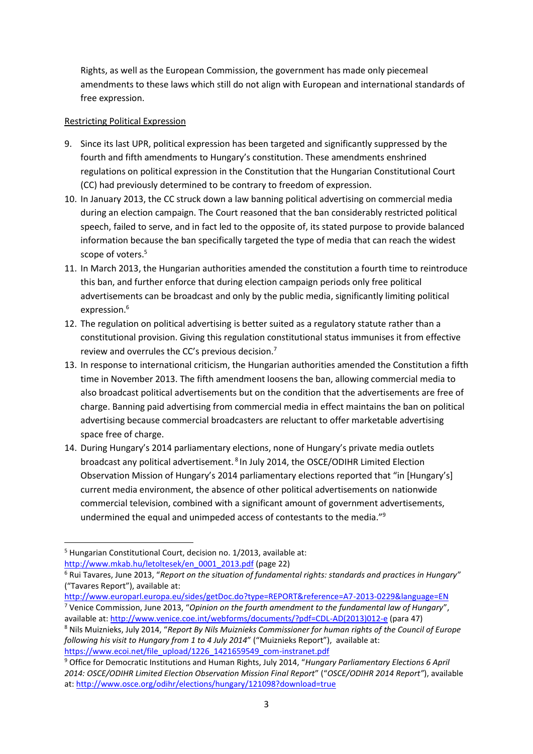Rights, as well as the European Commission, the government has made only piecemeal amendments to these laws which still do not align with European and international standards of free expression.

Restricting Political Expression

9. Since its last UPR, political expression has been targeted and significantly suppressed by the fourth and fifth amendments to Hungary's constitution. These amendments enshrined regulations on political expression in the Constitution that the Hungarian Constitutional Court (CC) had previously determined to be contrary to freedom of expression.
10. In January 2013, the CC struck down a law banning political advertising on commercial media during an election campaign. The Court reasoned that the ban considerably restricted political speech, failed to serve, and in fact led to the opposite of, its stated purpose to provide balanced information because the ban specifically targeted the type of media that can reach the widest scope of voters.[5]
11. In March 2013, the Hungarian authorities amended the constitution a fourth time to reintroduce this ban, and further enforce that during election campaign periods only free political advertisements can be broadcast and only by the public media, significantly limiting political expression.[6]
12. The regulation on political advertising is better suited as a regulatory statute rather than a constitutional provision. Giving this regulation constitutional status immunises it from effective review and overrules the CC's previous decision.[7]
13. In response to international criticism, the Hungarian authorities amended the Constitution a fifth time in November 2013. The fifth amendment loosens the ban, allowing commercial media to also broadcast political advertisements but on the condition that the advertisements are free of charge. Banning paid advertising from commercial media in effect maintains the ban on political advertising because commercial broadcasters are reluctant to offer marketable advertising space free of charge.
14. During Hungary's 2014 parliamentary elections, none of Hungary's private media outlets broadcast any political advertisement.[8] In July 2014, the OSCE/ODIHR Limited Election Observation Mission of Hungary's 2014 parliamentary elections reported that "in [Hungary's] current media environment, the absence of other political advertisements on nationwide commercial television, combined with a significant amount of government advertisements, undermined the equal and unimpeded access of contestants to the media."[9]

---

[5] Hungarian Constitutional Court, decision no. 1/2013, available at: http://www.mkab.hu/letoltesek/en_0001_2013.pdf (page 22)

[6] Rui Tavares, June 2013, "*Report on the situation of fundamental rights: standards and practices in Hungary*" ("Tavares Report"), available at: http://www.europarl.europa.eu/sides/getDoc.do?type=REPORT&reference=A7-2013-0229&language=EN

[7] Venice Commission, June 2013, "*Opinion on the fourth amendment to the fundamental law of Hungary*", available at: http://www.venice.coe.int/webforms/documents/?pdf=CDL-AD(2013)012-e (para 47)

[8] Nils Muiznieks, July 2014, "*Report By Nils Muiznieks Commissioner for human rights of the Council of Europe following his visit to Hungary from 1 to 4 July 2014*" ("Muiznieks Report"), available at: https://www.ecoi.net/file_upload/1226_1421659549_com-instranet.pdf

[9] Office for Democratic Institutions and Human Rights, July 2014, "*Hungary Parliamentary Elections 6 April 2014: OSCE/ODIHR Limited Election Observation Mission Final Report*" ("*OSCE/ODIHR 2014 Report*"), available at: http://www.osce.org/odihr/elections/hungary/121098?download=true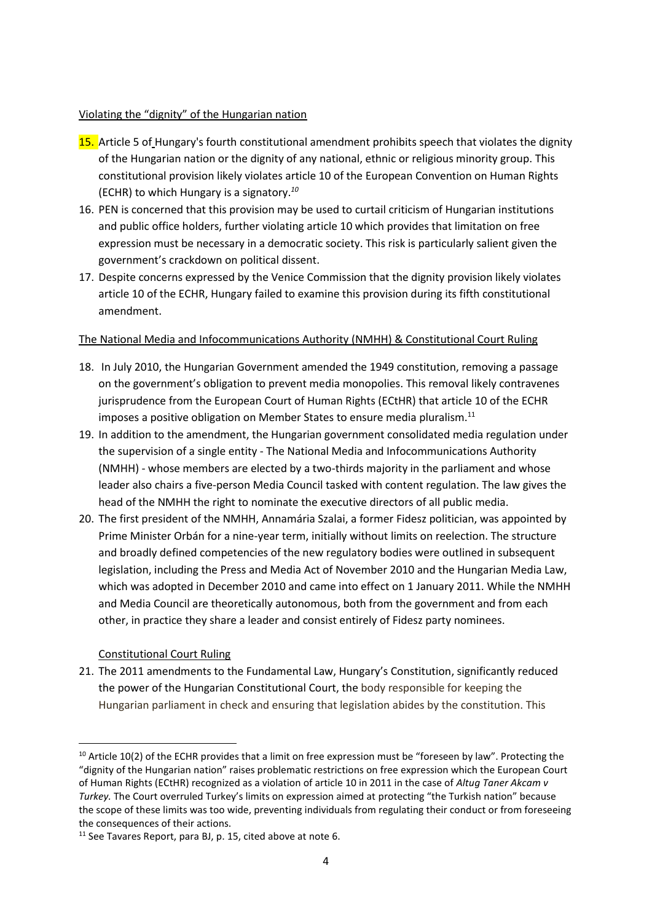Violating the "dignity" of the Hungarian nation

15. Article 5 of Hungary's fourth constitutional amendment prohibits speech that violates the dignity of the Hungarian nation or the dignity of any national, ethnic or religious minority group. This constitutional provision likely violates article 10 of the European Convention on Human Rights (ECHR) to which Hungary is a signatory.[10]
16. PEN is concerned that this provision may be used to curtail criticism of Hungarian institutions and public office holders, further violating article 10 which provides that limitation on free expression must be necessary in a democratic society. This risk is particularly salient given the government's crackdown on political dissent.
17. Despite concerns expressed by the Venice Commission that the dignity provision likely violates article 10 of the ECHR, Hungary failed to examine this provision during its fifth constitutional amendment.

The National Media and Infocommunications Authority (NMHH) & Constitutional Court Ruling

18. In July 2010, the Hungarian Government amended the 1949 constitution, removing a passage on the government's obligation to prevent media monopolies. This removal likely contravenes jurisprudence from the European Court of Human Rights (ECtHR) that article 10 of the ECHR imposes a positive obligation on Member States to ensure media pluralism.[11]
19. In addition to the amendment, the Hungarian government consolidated media regulation under the supervision of a single entity - The National Media and Infocommunications Authority (NMHH) - whose members are elected by a two-thirds majority in the parliament and whose leader also chairs a five-person Media Council tasked with content regulation. The law gives the head of the NMHH the right to nominate the executive directors of all public media.
20. The first president of the NMHH, Annamária Szalai, a former Fidesz politician, was appointed by Prime Minister Orbán for a nine-year term, initially without limits on reelection. The structure and broadly defined competencies of the new regulatory bodies were outlined in subsequent legislation, including the Press and Media Act of November 2010 and the Hungarian Media Law, which was adopted in December 2010 and came into effect on 1 January 2011. While the NMHH and Media Council are theoretically autonomous, both from the government and from each other, in practice they share a leader and consist entirely of Fidesz party nominees.

Constitutional Court Ruling

21. The 2011 amendments to the Fundamental Law, Hungary's Constitution, significantly reduced the power of the Hungarian Constitutional Court, the body responsible for keeping the Hungarian parliament in check and ensuring that legislation abides by the constitution. This

---

[10] Article 10(2) of the ECHR provides that a limit on free expression must be "foreseen by law". Protecting the "dignity of the Hungarian nation" raises problematic restrictions on free expression which the European Court of Human Rights (ECtHR) recognized as a violation of article 10 in 2011 in the case of *Altug Taner Akcam v Turkey*. The Court overruled Turkey's limits on expression aimed at protecting "the Turkish nation" because the scope of these limits was too wide, preventing individuals from regulating their conduct or from foreseeing the consequences of their actions.

[11] See Tavares Report, para BJ, p. 15, cited above at note 6.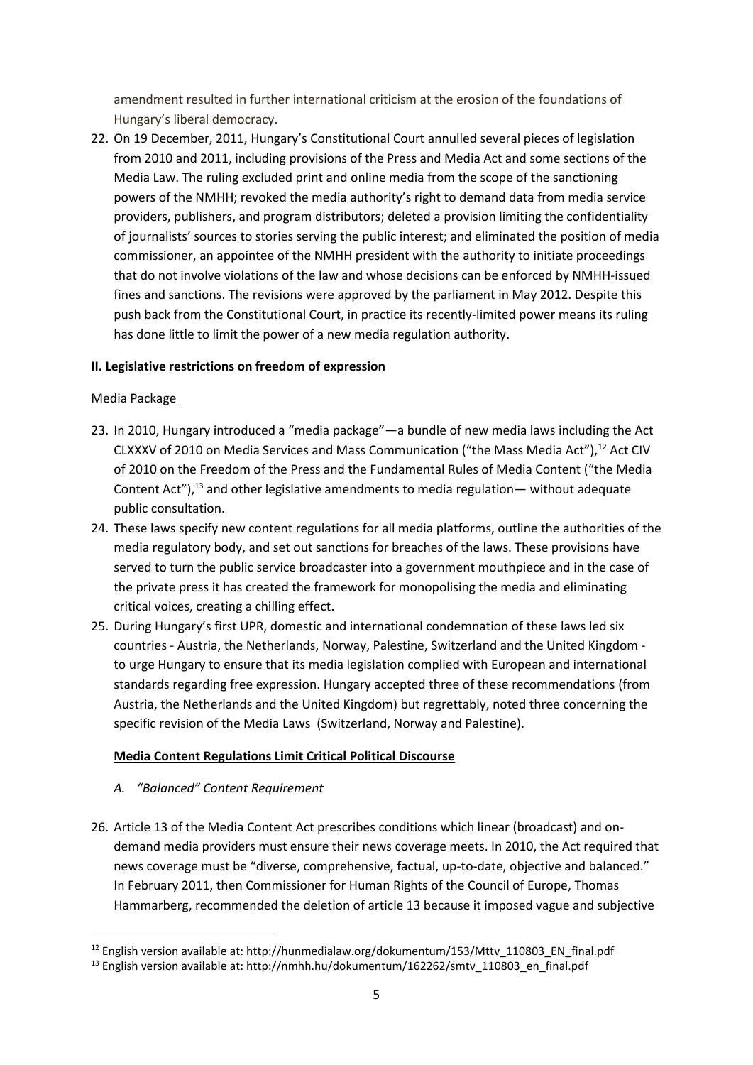amendment resulted in further international criticism at the erosion of the foundations of Hungary's liberal democracy.

22. On 19 December, 2011, Hungary's Constitutional Court annulled several pieces of legislation from 2010 and 2011, including provisions of the Press and Media Act and some sections of the Media Law. The ruling excluded print and online media from the scope of the sanctioning powers of the NMHH; revoked the media authority's right to demand data from media service providers, publishers, and program distributors; deleted a provision limiting the confidentiality of journalists' sources to stories serving the public interest; and eliminated the position of media commissioner, an appointee of the NMHH president with the authority to initiate proceedings that do not involve violations of the law and whose decisions can be enforced by NMHH-issued fines and sanctions. The revisions were approved by the parliament in May 2012. Despite this push back from the Constitutional Court, in practice its recently-limited power means its ruling has done little to limit the power of a new media regulation authority.

**II. Legislative restrictions on freedom of expression**

Media Package

23. In 2010, Hungary introduced a "media package"—a bundle of new media laws including the Act CLXXXV of 2010 on Media Services and Mass Communication ("the Mass Media Act"),[12] Act CIV of 2010 on the Freedom of the Press and the Fundamental Rules of Media Content ("the Media Content Act"),[13] and other legislative amendments to media regulation— without adequate public consultation.
24. These laws specify new content regulations for all media platforms, outline the authorities of the media regulatory body, and set out sanctions for breaches of the laws. These provisions have served to turn the public service broadcaster into a government mouthpiece and in the case of the private press it has created the framework for monopolising the media and eliminating critical voices, creating a chilling effect.
25. During Hungary's first UPR, domestic and international condemnation of these laws led six countries - Austria, the Netherlands, Norway, Palestine, Switzerland and the United Kingdom - to urge Hungary to ensure that its media legislation complied with European and international standards regarding free expression. Hungary accepted three of these recommendations (from Austria, the Netherlands and the United Kingdom) but regrettably, noted three concerning the specific revision of the Media Laws (Switzerland, Norway and Palestine).

**Media Content Regulations Limit Critical Political Discourse**

*A. "Balanced" Content Requirement*

26. Article 13 of the Media Content Act prescribes conditions which linear (broadcast) and on-demand media providers must ensure their news coverage meets. In 2010, the Act required that news coverage must be "diverse, comprehensive, factual, up-to-date, objective and balanced." In February 2011, then Commissioner for Human Rights of the Council of Europe, Thomas Hammarberg, recommended the deletion of article 13 because it imposed vague and subjective

---

[12] English version available at: http://hunmedialaw.org/dokumentum/153/Mttv_110803_EN_final.pdf

[13] English version available at: http://nmhh.hu/dokumentum/162262/smtv_110803_en_final.pdf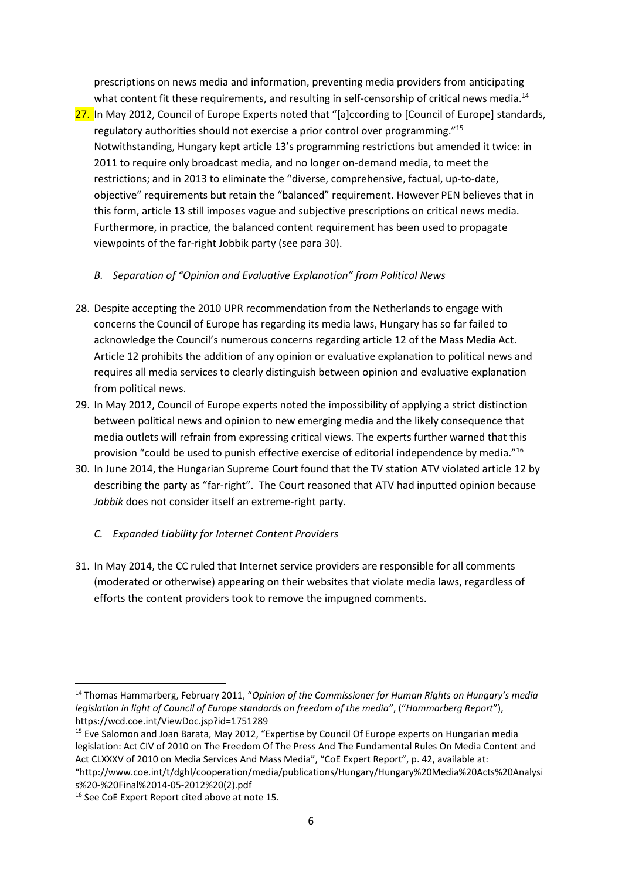prescriptions on news media and information, preventing media providers from anticipating what content fit these requirements, and resulting in self-censorship of critical news media.[14]

27. In May 2012, Council of Europe Experts noted that "[a]ccording to [Council of Europe] standards, regulatory authorities should not exercise a prior control over programming."[15] Notwithstanding, Hungary kept article 13's programming restrictions but amended it twice: in 2011 to require only broadcast media, and no longer on-demand media, to meet the restrictions; and in 2013 to eliminate the "diverse, comprehensive, factual, up-to-date, objective" requirements but retain the "balanced" requirement. However PEN believes that in this form, article 13 still imposes vague and subjective prescriptions on critical news media. Furthermore, in practice, the balanced content requirement has been used to propagate viewpoints of the far-right Jobbik party (see para 30).

### *B. Separation of "Opinion and Evaluative Explanation" from Political News*

28. Despite accepting the 2010 UPR recommendation from the Netherlands to engage with concerns the Council of Europe has regarding its media laws, Hungary has so far failed to acknowledge the Council's numerous concerns regarding article 12 of the Mass Media Act. Article 12 prohibits the addition of any opinion or evaluative explanation to political news and requires all media services to clearly distinguish between opinion and evaluative explanation from political news.
29. In May 2012, Council of Europe experts noted the impossibility of applying a strict distinction between political news and opinion to new emerging media and the likely consequence that media outlets will refrain from expressing critical views. The experts further warned that this provision "could be used to punish effective exercise of editorial independence by media."[16]
30. In June 2014, the Hungarian Supreme Court found that the TV station ATV violated article 12 by describing the party as "far-right". The Court reasoned that ATV had inputted opinion because *Jobbik* does not consider itself an extreme-right party.

### *C. Expanded Liability for Internet Content Providers*

31. In May 2014, the CC ruled that Internet service providers are responsible for all comments (moderated or otherwise) appearing on their websites that violate media laws, regardless of efforts the content providers took to remove the impugned comments.

---

[14] Thomas Hammarberg, February 2011, "*Opinion of the Commissioner for Human Rights on Hungary's media legislation in light of Council of Europe standards on freedom of the media*", ("*Hammarberg Report*"), https://wcd.coe.int/ViewDoc.jsp?id=1751289

[15] Eve Salomon and Joan Barata, May 2012, "Expertise by Council Of Europe experts on Hungarian media legislation: Act CIV of 2010 on The Freedom Of The Press And The Fundamental Rules On Media Content and Act CLXXXV of 2010 on Media Services And Mass Media", "CoE Expert Report", p. 42, available at: "http://www.coe.int/t/dghl/cooperation/media/publications/Hungary/Hungary%20Media%20Acts%20Analysis%20-%20Final%2014-05-2012%20(2).pdf

[16] See CoE Expert Report cited above at note 15.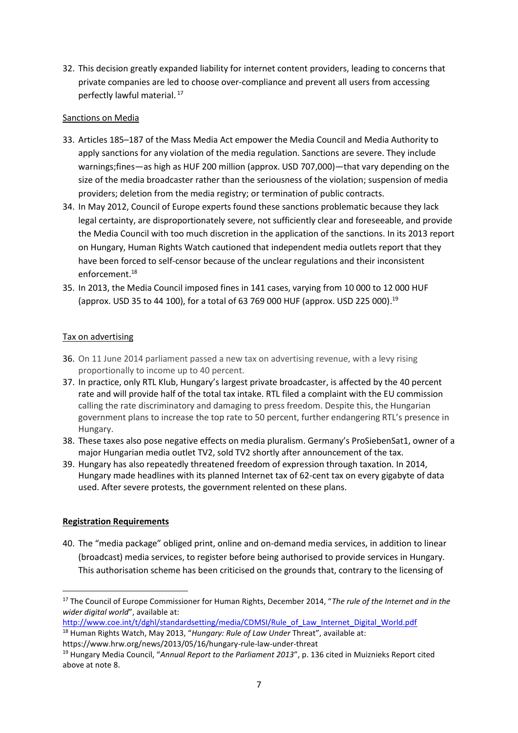32. This decision greatly expanded liability for internet content providers, leading to concerns that private companies are led to choose over-compliance and prevent all users from accessing perfectly lawful material.[17]

<u>Sanctions on Media</u>

33. Articles 185–187 of the Mass Media Act empower the Media Council and Media Authority to apply sanctions for any violation of the media regulation. Sanctions are severe. They include warnings;fines—as high as HUF 200 million (approx. USD 707,000)—that vary depending on the size of the media broadcaster rather than the seriousness of the violation; suspension of media providers; deletion from the media registry; or termination of public contracts.
34. In May 2012, Council of Europe experts found these sanctions problematic because they lack legal certainty, are disproportionately severe, not sufficiently clear and foreseeable, and provide the Media Council with too much discretion in the application of the sanctions. In its 2013 report on Hungary, Human Rights Watch cautioned that independent media outlets report that they have been forced to self-censor because of the unclear regulations and their inconsistent enforcement.[18]
35. In 2013, the Media Council imposed fines in 141 cases, varying from 10 000 to 12 000 HUF (approx. USD 35 to 44 100), for a total of 63 769 000 HUF (approx. USD 225 000).[19]

<u>Tax on advertising</u>

36. On 11 June 2014 parliament passed a new tax on advertising revenue, with a levy rising proportionally to income up to 40 percent.
37. In practice, only RTL Klub, Hungary's largest private broadcaster, is affected by the 40 percent rate and will provide half of the total tax intake. RTL filed a complaint with the EU commission calling the rate discriminatory and damaging to press freedom. Despite this, the Hungarian government plans to increase the top rate to 50 percent, further endangering RTL's presence in Hungary.
38. These taxes also pose negative effects on media pluralism. Germany's ProSiebenSat1, owner of a major Hungarian media outlet TV2, sold TV2 shortly after announcement of the tax.
39. Hungary has also repeatedly threatened freedom of expression through taxation. In 2014, Hungary made headlines with its planned Internet tax of 62-cent tax on every gigabyte of data used. After severe protests, the government relented on these plans.

<u>**Registration Requirements**</u>

40. The "media package" obliged print, online and on-demand media services, in addition to linear (broadcast) media services, to register before being authorised to provide services in Hungary. This authorisation scheme has been criticised on the grounds that, contrary to the licensing of

---

[17] The Council of Europe Commissioner for Human Rights, December 2014, "*The rule of the Internet and in the wider digital world*", available at: http://www.coe.int/t/dghl/standardsetting/media/CDMSI/Rule_of_Law_Internet_Digital_World.pdf

[18] Human Rights Watch, May 2013, "*Hungary: Rule of Law Under* Threat", available at: https://www.hrw.org/news/2013/05/16/hungary-rule-law-under-threat

[19] Hungary Media Council, "*Annual Report to the Parliament 2013*", p. 136 cited in Muiznieks Report cited above at note 8.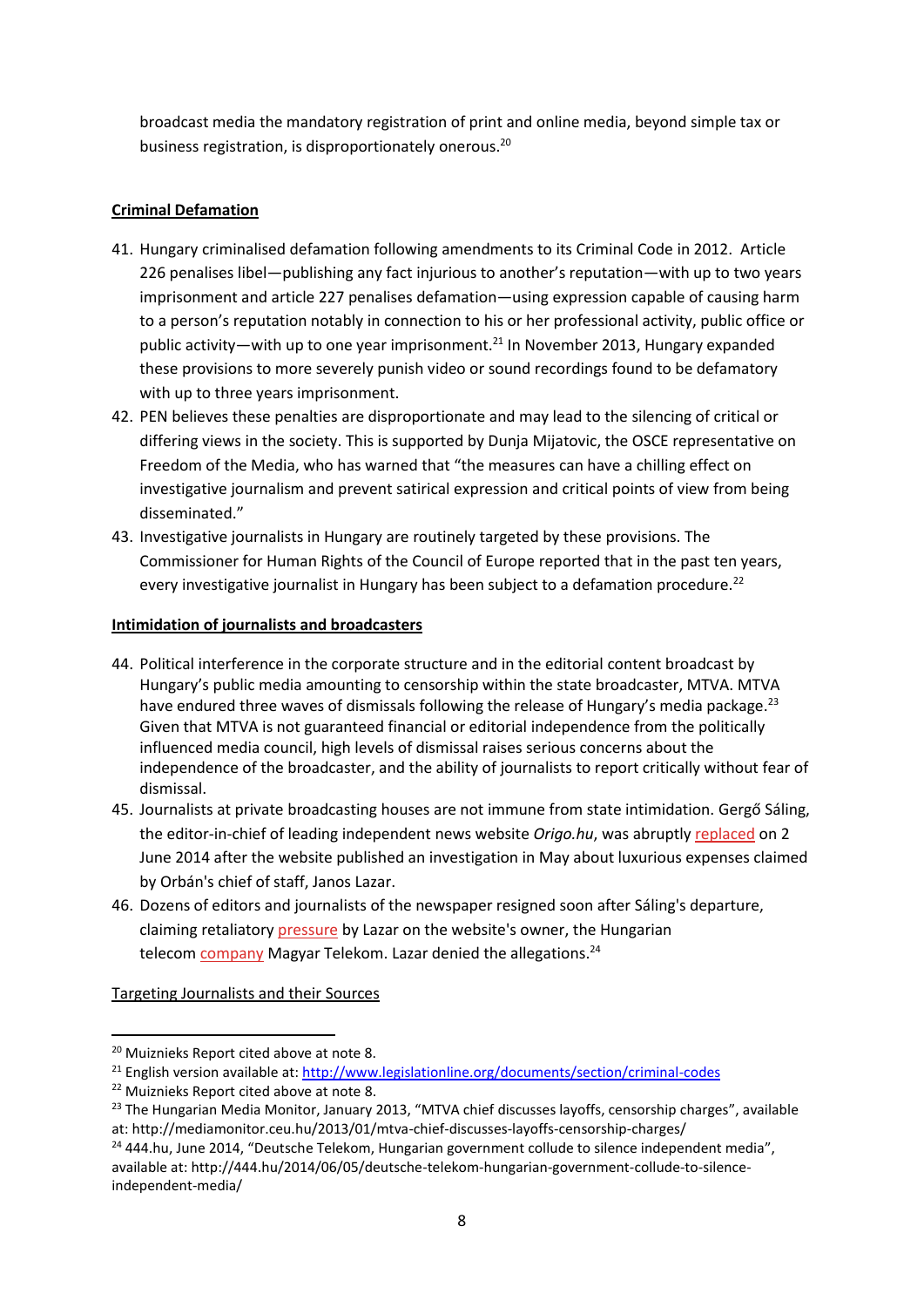broadcast media the mandatory registration of print and online media, beyond simple tax or business registration, is disproportionately onerous.[20]

**Criminal Defamation**

41. Hungary criminalised defamation following amendments to its Criminal Code in 2012. Article 226 penalises libel—publishing any fact injurious to another's reputation—with up to two years imprisonment and article 227 penalises defamation—using expression capable of causing harm to a person's reputation notably in connection to his or her professional activity, public office or public activity—with up to one year imprisonment.[21] In November 2013, Hungary expanded these provisions to more severely punish video or sound recordings found to be defamatory with up to three years imprisonment.
42. PEN believes these penalties are disproportionate and may lead to the silencing of critical or differing views in the society. This is supported by Dunja Mijatovic, the OSCE representative on Freedom of the Media, who has warned that "the measures can have a chilling effect on investigative journalism and prevent satirical expression and critical points of view from being disseminated."
43. Investigative journalists in Hungary are routinely targeted by these provisions. The Commissioner for Human Rights of the Council of Europe reported that in the past ten years, every investigative journalist in Hungary has been subject to a defamation procedure.[22]

**Intimidation of journalists and broadcasters**

44. Political interference in the corporate structure and in the editorial content broadcast by Hungary's public media amounting to censorship within the state broadcaster, MTVA. MTVA have endured three waves of dismissals following the release of Hungary's media package.[23] Given that MTVA is not guaranteed financial or editorial independence from the politically influenced media council, high levels of dismissal raises serious concerns about the independence of the broadcaster, and the ability of journalists to report critically without fear of dismissal.
45. Journalists at private broadcasting houses are not immune from state intimidation. Gergő Sáling, the editor-in-chief of leading independent news website *Origo.hu*, was abruptly replaced on 2 June 2014 after the website published an investigation in May about luxurious expenses claimed by Orbán's chief of staff, Janos Lazar.
46. Dozens of editors and journalists of the newspaper resigned soon after Sáling's departure, claiming retaliatory pressure by Lazar on the website's owner, the Hungarian telecom company Magyar Telekom. Lazar denied the allegations.[24]

Targeting Journalists and their Sources

---

[20] Muiznieks Report cited above at note 8.

[21] English version available at: http://www.legislationline.org/documents/section/criminal-codes

[22] Muiznieks Report cited above at note 8.

[23] The Hungarian Media Monitor, January 2013, "MTVA chief discusses layoffs, censorship charges", available at: http://mediamonitor.ceu.hu/2013/01/mtva-chief-discusses-layoffs-censorship-charges/

[24] 444.hu, June 2014, "Deutsche Telekom, Hungarian government collude to silence independent media", available at: http://444.hu/2014/06/05/deutsche-telekom-hungarian-government-collude-to-silence-independent-media/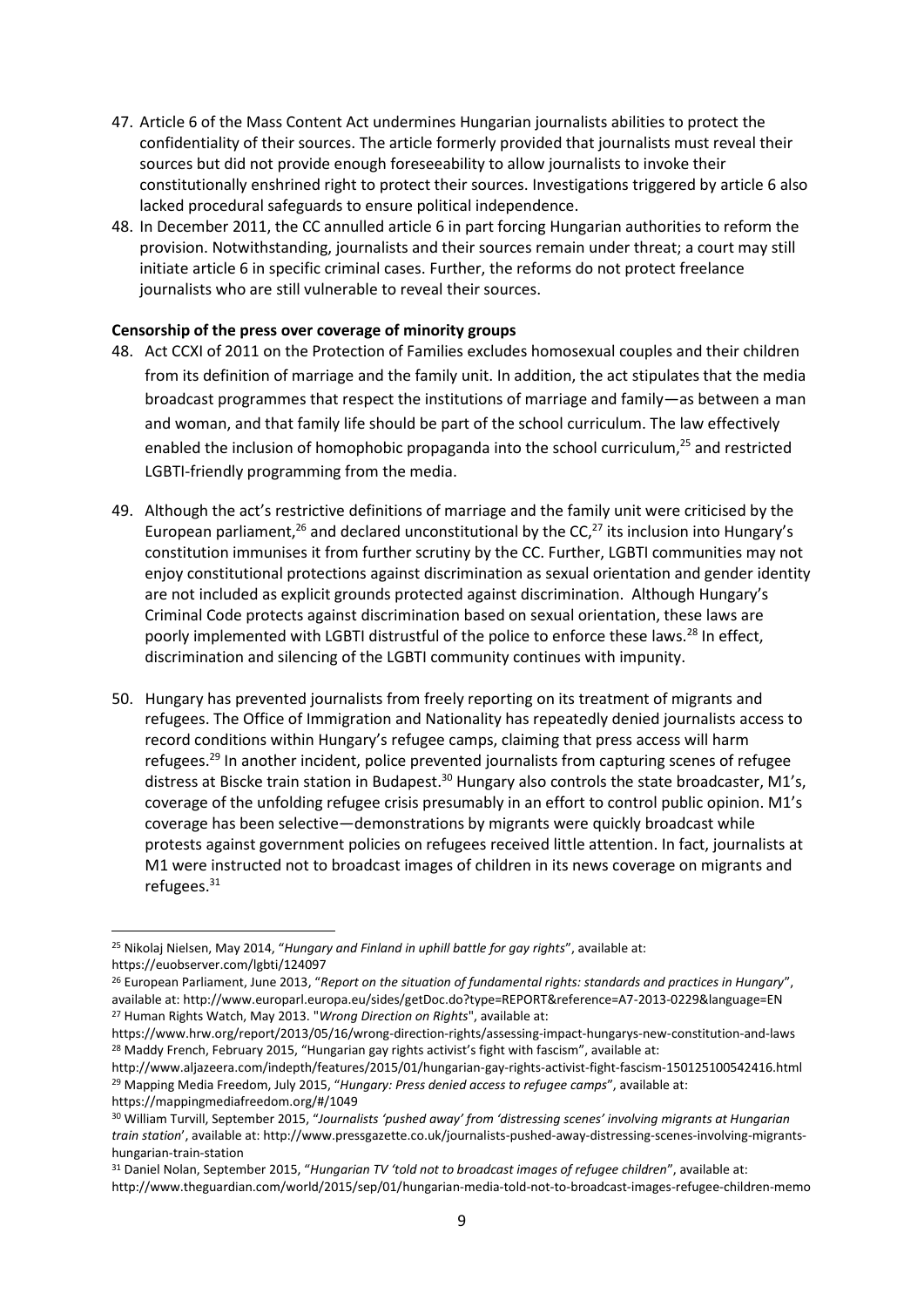47. Article 6 of the Mass Content Act undermines Hungarian journalists abilities to protect the confidentiality of their sources. The article formerly provided that journalists must reveal their sources but did not provide enough foreseeability to allow journalists to invoke their constitutionally enshrined right to protect their sources. Investigations triggered by article 6 also lacked procedural safeguards to ensure political independence.
48. In December 2011, the CC annulled article 6 in part forcing Hungarian authorities to reform the provision. Notwithstanding, journalists and their sources remain under threat; a court may still initiate article 6 in specific criminal cases. Further, the reforms do not protect freelance journalists who are still vulnerable to reveal their sources.

**Censorship of the press over coverage of minority groups**

48. Act CCXI of 2011 on the Protection of Families excludes homosexual couples and their children from its definition of marriage and the family unit. In addition, the act stipulates that the media broadcast programmes that respect the institutions of marriage and family—as between a man and woman, and that family life should be part of the school curriculum. The law effectively enabled the inclusion of homophobic propaganda into the school curriculum,[25] and restricted LGBTI-friendly programming from the media.

49. Although the act's restrictive definitions of marriage and the family unit were criticised by the European parliament,[26] and declared unconstitutional by the CC,[27] its inclusion into Hungary's constitution immunises it from further scrutiny by the CC. Further, LGBTI communities may not enjoy constitutional protections against discrimination as sexual orientation and gender identity are not included as explicit grounds protected against discrimination. Although Hungary's Criminal Code protects against discrimination based on sexual orientation, these laws are poorly implemented with LGBTI distrustful of the police to enforce these laws.[28] In effect, discrimination and silencing of the LGBTI community continues with impunity.

50. Hungary has prevented journalists from freely reporting on its treatment of migrants and refugees. The Office of Immigration and Nationality has repeatedly denied journalists access to record conditions within Hungary's refugee camps, claiming that press access will harm refugees.[29] In another incident, police prevented journalists from capturing scenes of refugee distress at Biscke train station in Budapest.[30] Hungary also controls the state broadcaster, M1's, coverage of the unfolding refugee crisis presumably in an effort to control public opinion. M1's coverage has been selective—demonstrations by migrants were quickly broadcast while protests against government policies on refugees received little attention. In fact, journalists at M1 were instructed not to broadcast images of children in its news coverage on migrants and refugees.[31]

---

[25] Nikolaj Nielsen, May 2014, "*Hungary and Finland in uphill battle for gay rights*", available at: https://euobserver.com/lgbti/124097

[26] European Parliament, June 2013, "*Report on the situation of fundamental rights: standards and practices in Hungary*", available at: http://www.europarl.europa.eu/sides/getDoc.do?type=REPORT&reference=A7-2013-0229&language=EN

[27] Human Rights Watch, May 2013. "*Wrong Direction on Rights*", available at: https://www.hrw.org/report/2013/05/16/wrong-direction-rights/assessing-impact-hungarys-new-constitution-and-laws

[28] Maddy French, February 2015, "Hungarian gay rights activist's fight with fascism", available at: http://www.aljazeera.com/indepth/features/2015/01/hungarian-gay-rights-activist-fight-fascism-150125100542416.html

[29] Mapping Media Freedom, July 2015, "*Hungary: Press denied access to refugee camps*", available at: https://mappingmediafreedom.org/#/1049

[30] William Turvill, September 2015, "*Journalists 'pushed away' from 'distressing scenes' involving migrants at Hungarian train station*', available at: http://www.pressgazette.co.uk/journalists-pushed-away-distressing-scenes-involving-migrants-hungarian-train-station

[31] Daniel Nolan, September 2015, "*Hungarian TV 'told not to broadcast images of refugee children*", available at: http://www.theguardian.com/world/2015/sep/01/hungarian-media-told-not-to-broadcast-images-refugee-children-memo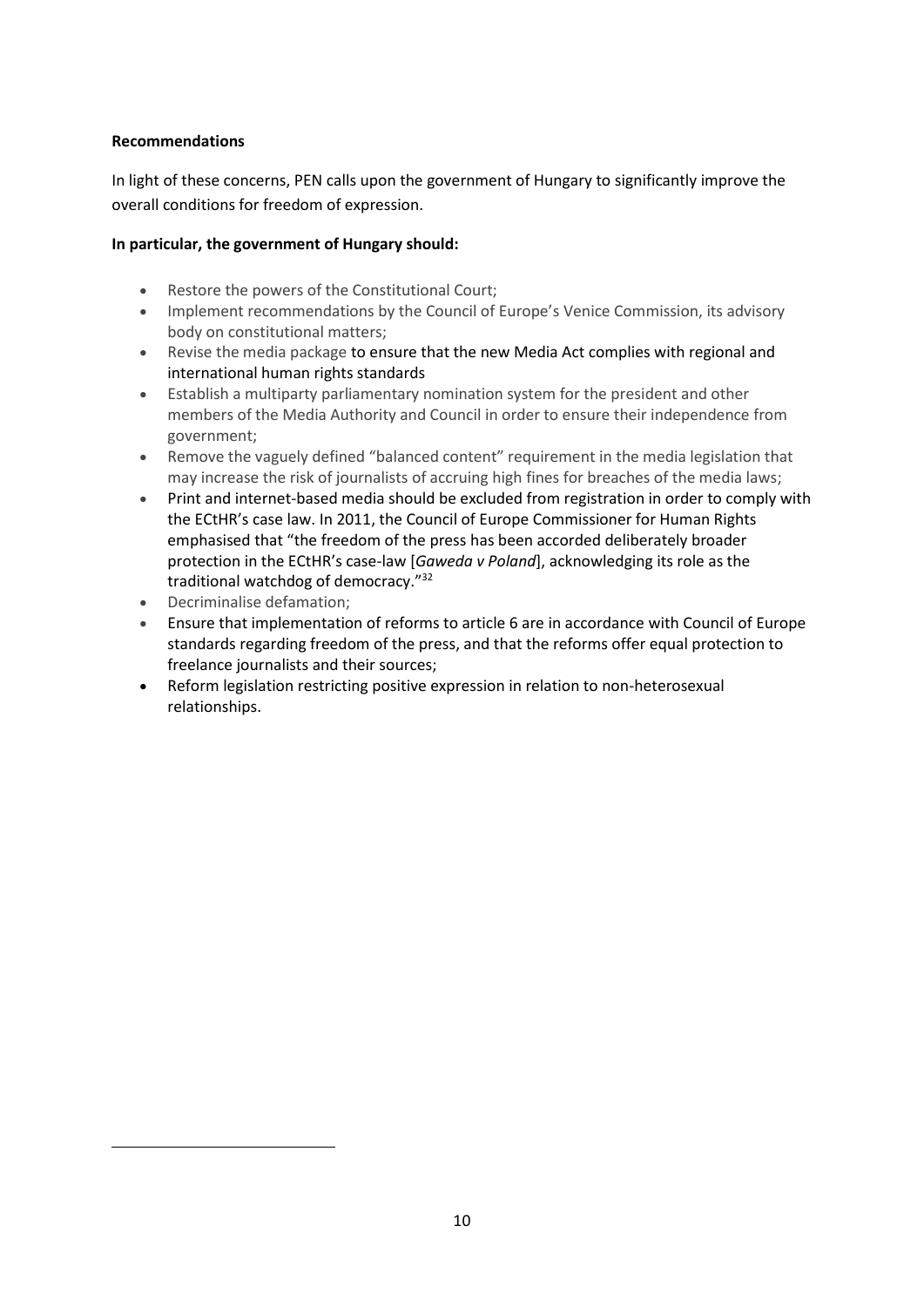**Recommendations**

In light of these concerns, PEN calls upon the government of Hungary to significantly improve the overall conditions for freedom of expression.

**In particular, the government of Hungary should:**

- Restore the powers of the Constitutional Court;
- Implement recommendations by the Council of Europe's Venice Commission, its advisory body on constitutional matters;
- Revise the media package to ensure that the new Media Act complies with regional and international human rights standards
- Establish a multiparty parliamentary nomination system for the president and other members of the Media Authority and Council in order to ensure their independence from government;
- Remove the vaguely defined "balanced content" requirement in the media legislation that may increase the risk of journalists of accruing high fines for breaches of the media laws;
- Print and internet-based media should be excluded from registration in order to comply with the ECtHR's case law. In 2011, the Council of Europe Commissioner for Human Rights emphasised that "the freedom of the press has been accorded deliberately broader protection in the ECtHR's case-law [*Gaweda v Poland*], acknowledging its role as the traditional watchdog of democracy."[32]
- Decriminalise defamation;
- Ensure that implementation of reforms to article 6 are in accordance with Council of Europe standards regarding freedom of the press, and that the reforms offer equal protection to freelance journalists and their sources;
- Reform legislation restricting positive expression in relation to non-heterosexual relationships.